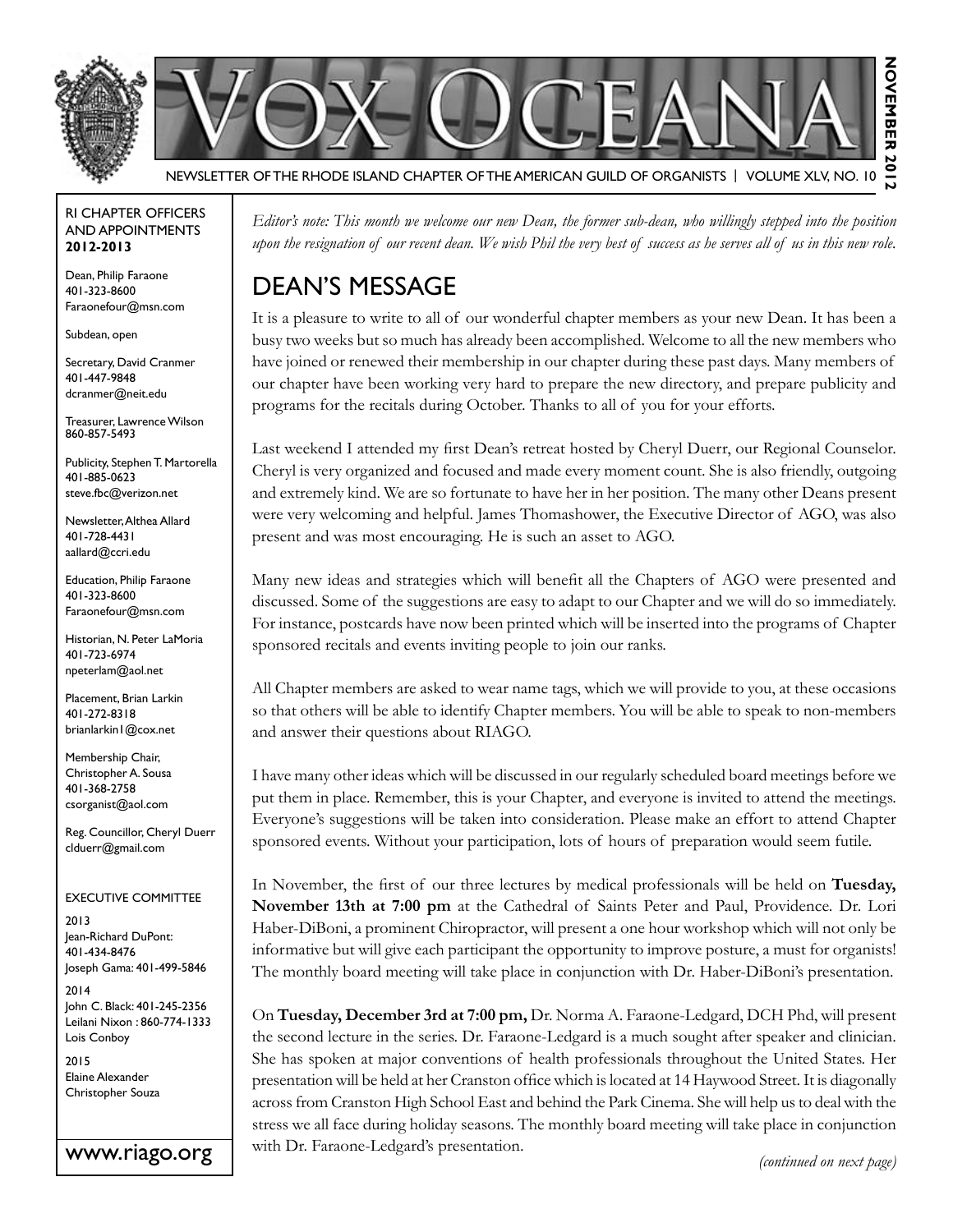# VOX OCEANA

NEWSLETTER OF THE RHODE ISLAND CHAPTER OF THE AMERICAN GUILD OF ORGANISTS | VOLUME XLV, NO. 10

NOVEMBER 2012

RI CHAPTER OFFICERS AND APPOINTMENTS **2012-2013**

Dean, Philip Faraone
401-323-8600
Faraonefour@msn.com

Subdean, open

Secretary, David Cranmer
401-447-9848
dcranmer@neit.edu

Treasurer, Lawrence Wilson
860-857-5493

Publicity, Stephen T. Martorella
401-885-0623
steve.fbc@verizon.net

Newsletter, Althea Allard
401-728-4431
aallard@ccri.edu

Education, Philip Faraone
401-323-8600
Faraonefour@msn.com

Historian, N. Peter LaMoria
401-723-6974
npeterlam@aol.net

Placement, Brian Larkin
401-272-8318
brianlarkin1@cox.net

Membership Chair,
Christopher A. Sousa
401-368-2758
csorganist@aol.com

Reg. Councillor, Cheryl Duerr
clduerr@gmail.com

EXECUTIVE COMMITTEE

2013
Jean-Richard DuPont: 401-434-8476
Joseph Gama: 401-499-5846

2014
John C. Black: 401-245-2356
Leilani Nixon : 860-774-1333
Lois Conboy

2015
Elaine Alexander
Christopher Souza

www.riago.org

*Editor's note: This month we welcome our new Dean, the former sub-dean, who willingly stepped into the position upon the resignation of our recent dean. We wish Phil the very best of success as he serves all of us in this new role.*

## DEAN'S MESSAGE

It is a pleasure to write to all of our wonderful chapter members as your new Dean. It has been a busy two weeks but so much has already been accomplished. Welcome to all the new members who have joined or renewed their membership in our chapter during these past days. Many members of our chapter have been working very hard to prepare the new directory, and prepare publicity and programs for the recitals during October. Thanks to all of you for your efforts.

Last weekend I attended my first Dean's retreat hosted by Cheryl Duerr, our Regional Counselor. Cheryl is very organized and focused and made every moment count. She is also friendly, outgoing and extremely kind. We are so fortunate to have her in her position. The many other Deans present were very welcoming and helpful. James Thomashower, the Executive Director of AGO, was also present and was most encouraging. He is such an asset to AGO.

Many new ideas and strategies which will benefit all the Chapters of AGO were presented and discussed. Some of the suggestions are easy to adapt to our Chapter and we will do so immediately. For instance, postcards have now been printed which will be inserted into the programs of Chapter sponsored recitals and events inviting people to join our ranks.

All Chapter members are asked to wear name tags, which we will provide to you, at these occasions so that others will be able to identify Chapter members. You will be able to speak to non-members and answer their questions about RIAGO.

I have many other ideas which will be discussed in our regularly scheduled board meetings before we put them in place. Remember, this is your Chapter, and everyone is invited to attend the meetings. Everyone's suggestions will be taken into consideration. Please make an effort to attend Chapter sponsored events. Without your participation, lots of hours of preparation would seem futile.

In November, the first of our three lectures by medical professionals will be held on **Tuesday, November 13th at 7:00 pm** at the Cathedral of Saints Peter and Paul, Providence. Dr. Lori Haber-DiBoni, a prominent Chiropractor, will present a one hour workshop which will not only be informative but will give each participant the opportunity to improve posture, a must for organists! The monthly board meeting will take place in conjunction with Dr. Haber-DiBoni's presentation.

On **Tuesday, December 3rd at 7:00 pm,** Dr. Norma A. Faraone-Ledgard, DCH Phd, will present the second lecture in the series. Dr. Faraone-Ledgard is a much sought after speaker and clinician. She has spoken at major conventions of health professionals throughout the United States. Her presentation will be held at her Cranston office which is located at 14 Haywood Street. It is diagonally across from Cranston High School East and behind the Park Cinema. She will help us to deal with the stress we all face during holiday seasons. The monthly board meeting will take place in conjunction with Dr. Faraone-Ledgard's presentation.

*(continued on next page)*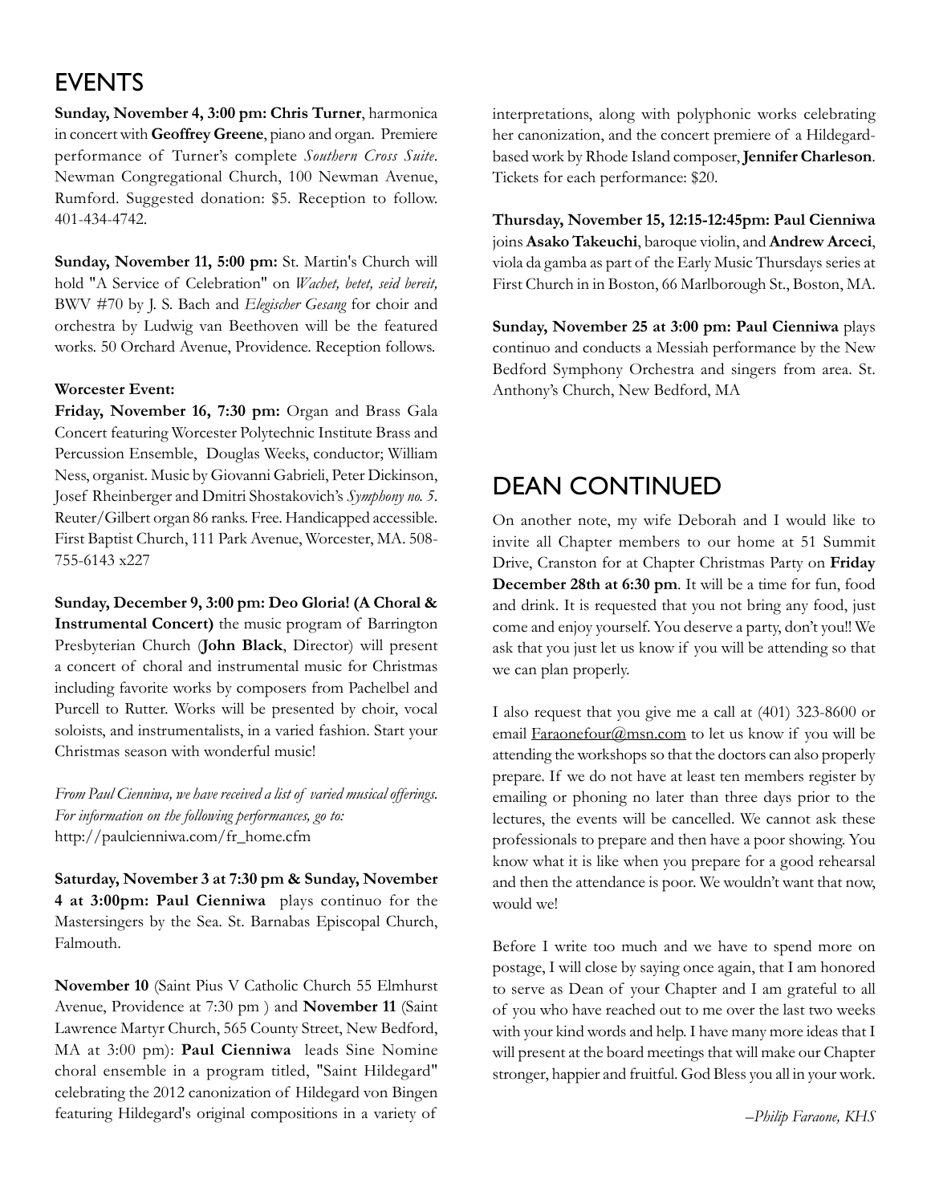## EVENTS

**Sunday, November 4, 3:00 pm: Chris Turner**, harmonica in concert with **Geoffrey Greene**, piano and organ. Premiere performance of Turner's complete *Southern Cross Suite*. Newman Congregational Church, 100 Newman Avenue, Rumford. Suggested donation: $5. Reception to follow. 401-434-4742.

**Sunday, November 11, 5:00 pm:** St. Martin's Church will hold "A Service of Celebration" on *Wachet, betet, seid bereit,* BWV #70 by J. S. Bach and *Elegischer Gesang* for choir and orchestra by Ludwig van Beethoven will be the featured works. 50 Orchard Avenue, Providence. Reception follows.

**Worcester Event:**

**Friday, November 16, 7:30 pm:** Organ and Brass Gala Concert featuring Worcester Polytechnic Institute Brass and Percussion Ensemble, Douglas Weeks, conductor; William Ness, organist. Music by Giovanni Gabrieli, Peter Dickinson, Josef Rheinberger and Dmitri Shostakovich's *Symphony no. 5*. Reuter/Gilbert organ 86 ranks. Free. Handicapped accessible. First Baptist Church, 111 Park Avenue, Worcester, MA. 508-755-6143 x227

**Sunday, December 9, 3:00 pm: Deo Gloria! (A Choral & Instrumental Concert)** the music program of Barrington Presbyterian Church (**John Black**, Director) will present a concert of choral and instrumental music for Christmas including favorite works by composers from Pachelbel and Purcell to Rutter. Works will be presented by choir, vocal soloists, and instrumentalists, in a varied fashion. Start your Christmas season with wonderful music!

*From Paul Cienniwa, we have received a list of varied musical offerings. For information on the following performances, go to:* http://paulcienniwa.com/fr_home.cfm

**Saturday, November 3 at 7:30 pm & Sunday, November 4 at 3:00pm: Paul Cienniwa** plays continuo for the Mastersingers by the Sea. St. Barnabas Episcopal Church, Falmouth.

**November 10** (Saint Pius V Catholic Church 55 Elmhurst Avenue, Providence at 7:30 pm ) and **November 11** (Saint Lawrence Martyr Church, 565 County Street, New Bedford, MA at 3:00 pm): **Paul Cienniwa** leads Sine Nomine choral ensemble in a program titled, "Saint Hildegard" celebrating the 2012 canonization of Hildegard von Bingen featuring Hildegard's original compositions in a variety of interpretations, along with polyphonic works celebrating her canonization, and the concert premiere of a Hildegard-based work by Rhode Island composer, **Jennifer Charleson**. Tickets for each performance: $20.

**Thursday, November 15, 12:15-12:45pm: Paul Cienniwa** joins **Asako Takeuchi**, baroque violin, and **Andrew Arceci**, viola da gamba as part of the Early Music Thursdays series at First Church in in Boston, 66 Marlborough St., Boston, MA.

**Sunday, November 25 at 3:00 pm: Paul Cienniwa** plays continuo and conducts a Messiah performance by the New Bedford Symphony Orchestra and singers from area. St. Anthony's Church, New Bedford, MA

## DEAN CONTINUED

On another note, my wife Deborah and I would like to invite all Chapter members to our home at 51 Summit Drive, Cranston for at Chapter Christmas Party on **Friday December 28th at 6:30 pm**. It will be a time for fun, food and drink. It is requested that you not bring any food, just come and enjoy yourself. You deserve a party, don't you!! We ask that you just let us know if you will be attending so that we can plan properly.

I also request that you give me a call at (401) 323-8600 or email Faraonefour@msn.com to let us know if you will be attending the workshops so that the doctors can also properly prepare. If we do not have at least ten members register by emailing or phoning no later than three days prior to the lectures, the events will be cancelled. We cannot ask these professionals to prepare and then have a poor showing. You know what it is like when you prepare for a good rehearsal and then the attendance is poor. We wouldn't want that now, would we!

Before I write too much and we have to spend more on postage, I will close by saying once again, that I am honored to serve as Dean of your Chapter and I am grateful to all of you who have reached out to me over the last two weeks with your kind words and help. I have many more ideas that I will present at the board meetings that will make our Chapter stronger, happier and fruitful. God Bless you all in your work.

*–Philip Faraone, KHS*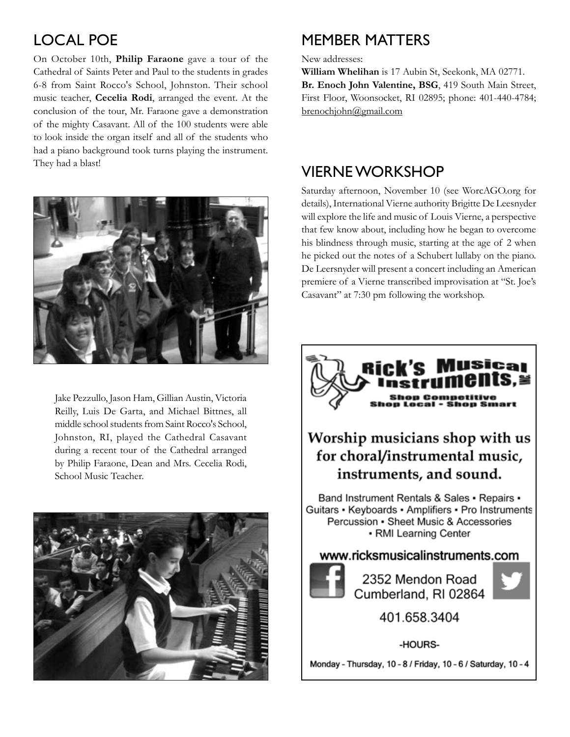## LOCAL POE

On October 10th, **Philip Faraone** gave a tour of the Cathedral of Saints Peter and Paul to the students in grades 6-8 from Saint Rocco's School, Johnston. Their school music teacher, **Cecelia Rodi**, arranged the event. At the conclusion of the tour, Mr. Faraone gave a demonstration of the mighty Casavant. All of the 100 students were able to look inside the organ itself and all of the students who had a piano background took turns playing the instrument. They had a blast!

Jake Pezzullo, Jason Ham, Gillian Austin, Victoria Reilly, Luis De Garta, and Michael Bittnes, all middle school students from Saint Rocco's School, Johnston, RI, played the Cathedral Casavant during a recent tour of the Cathedral arranged by Philip Faraone, Dean and Mrs. Cecelia Rodi, School Music Teacher.

## MEMBER MATTERS

New addresses:

**William Whelihan** is 17 Aubin St, Seekonk, MA 02771.

**Br. Enoch John Valentine, BSG**, 419 South Main Street, First Floor, Woonsocket, RI 02895; phone: 401-440-4784; brenochjohn@gmail.com

## VIERNE WORKSHOP

Saturday afternoon, November 10 (see WorcAGO.org for details), International Vierne authority Brigitte De Leesnyder will explore the life and music of Louis Vierne, a perspective that few know about, including how he began to overcome his blindness through music, starting at the age of 2 when he picked out the notes of a Schubert lullaby on the piano. De Leersnyder will present a concert including an American premiere of a Vierne transcribed improvisation at "St. Joe's Casavant" at 7:30 pm following the workshop.

**Rick's Musical Instruments, Inc.**

Shop Competitive
Shop Local - Shop Smart

**Worship musicians shop with us for choral/instrumental music, instruments, and sound.**

Band Instrument Rentals & Sales • Repairs • Guitars • Keyboards • Amplifiers • Pro Instruments Percussion • Sheet Music & Accessories • RMI Learning Center

www.ricksmusicalinstruments.com

2352 Mendon Road
Cumberland, RI 02864

401.658.3404

-HOURS-

Monday - Thursday, 10 - 8 / Friday, 10 - 6 / Saturday, 10 - 4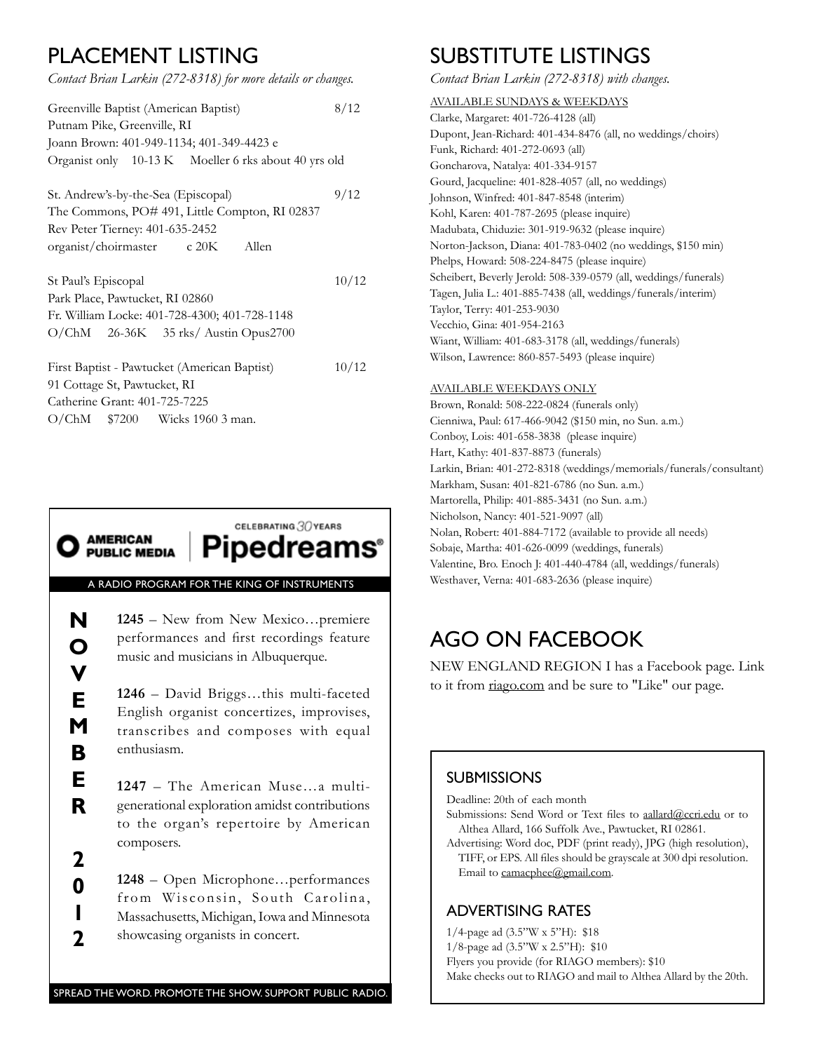# PLACEMENT LISTING

*Contact Brian Larkin (272-8318) for more details or changes.*

Greenville Baptist (American Baptist) 8/12
Putnam Pike, Greenville, RI
Joann Brown: 401-949-1134; 401-349-4423 e
Organist only 10-13 K Moeller 6 rks about 40 yrs old

St. Andrew's-by-the-Sea (Episcopal) 9/12
The Commons, PO# 491, Little Compton, RI 02837
Rev Peter Tierney: 401-635-2452
organist/choirmaster c 20K Allen

St Paul's Episcopal 10/12
Park Place, Pawtucket, RI 02860
Fr. William Locke: 401-728-4300; 401-728-1148
O/ChM 26-36K 35 rks/ Austin Opus2700

First Baptist - Pawtucket (American Baptist) 10/12
91 Cottage St, Pawtucket, RI
Catherine Grant: 401-725-7225
O/ChM $7200 Wicks 1960 3 man.

AMERICAN PUBLIC MEDIA | CELEBRATING 30 YEARS **Pipedreams**®

A RADIO PROGRAM FOR THE KING OF INSTRUMENTS

**NOVEMBER 2012**

**1245** – New from New Mexico…premiere performances and first recordings feature music and musicians in Albuquerque.

**1246** – David Briggs…this multi-faceted English organist concertizes, improvises, transcribes and composes with equal enthusiasm.

**1247** – The American Muse…a multi-generational exploration amidst contributions to the organ's repertoire by American composers.

**1248** – Open Microphone…performances from Wisconsin, South Carolina, Massachusetts, Michigan, Iowa and Minnesota showcasing organists in concert.

SPREAD THE WORD. PROMOTE THE SHOW. SUPPORT PUBLIC RADIO.

# SUBSTITUTE LISTINGS

*Contact Brian Larkin (272-8318) with changes.*

AVAILABLE SUNDAYS & WEEKDAYS

Clarke, Margaret: 401-726-4128 (all)
Dupont, Jean-Richard: 401-434-8476 (all, no weddings/choirs)
Funk, Richard: 401-272-0693 (all)
Goncharova, Natalya: 401-334-9157
Gourd, Jacqueline: 401-828-4057 (all, no weddings)
Johnson, Winfred: 401-847-8548 (interim)
Kohl, Karen: 401-787-2695 (please inquire)
Madubata, Chiduzie: 301-919-9632 (please inquire)
Norton-Jackson, Diana: 401-783-0402 (no weddings, $150 min)
Phelps, Howard: 508-224-8475 (please inquire)
Scheibert, Beverly Jerold: 508-339-0579 (all, weddings/funerals)
Tagen, Julia L.: 401-885-7438 (all, weddings/funerals/interim)
Taylor, Terry: 401-253-9030
Vecchio, Gina: 401-954-2163
Wiant, William: 401-683-3178 (all, weddings/funerals)
Wilson, Lawrence: 860-857-5493 (please inquire)

AVAILABLE WEEKDAYS ONLY

Brown, Ronald: 508-222-0824 (funerals only)
Cienniwa, Paul: 617-466-9042 ($150 min, no Sun. a.m.)
Conboy, Lois: 401-658-3838 (please inquire)
Hart, Kathy: 401-837-8873 (funerals)
Larkin, Brian: 401-272-8318 (weddings/memorials/funerals/consultant)
Markham, Susan: 401-821-6786 (no Sun. a.m.)
Martorella, Philip: 401-885-3431 (no Sun. a.m.)
Nicholson, Nancy: 401-521-9097 (all)
Nolan, Robert: 401-884-7172 (available to provide all needs)
Sobaje, Martha: 401-626-0099 (weddings, funerals)
Valentine, Bro. Enoch J: 401-440-4784 (all, weddings/funerals)
Westhaver, Verna: 401-683-2636 (please inquire)

# AGO ON FACEBOOK

NEW ENGLAND REGION I has a Facebook page. Link to it from riago.com and be sure to "Like" our page.

## SUBMISSIONS

Deadline: 20th of each month
Submissions: Send Word or Text files to aallard@ccri.edu or to Althea Allard, 166 Suffolk Ave., Pawtucket, RI 02861.
Advertising: Word doc, PDF (print ready), JPG (high resolution), TIFF, or EPS. All files should be grayscale at 300 dpi resolution. Email to camacphee@gmail.com.

## ADVERTISING RATES

1/4-page ad (3.5"W x 5"H): $18
1/8-page ad (3.5"W x 2.5"H): $10
Flyers you provide (for RIAGO members): $10
Make checks out to RIAGO and mail to Althea Allard by the 20th.